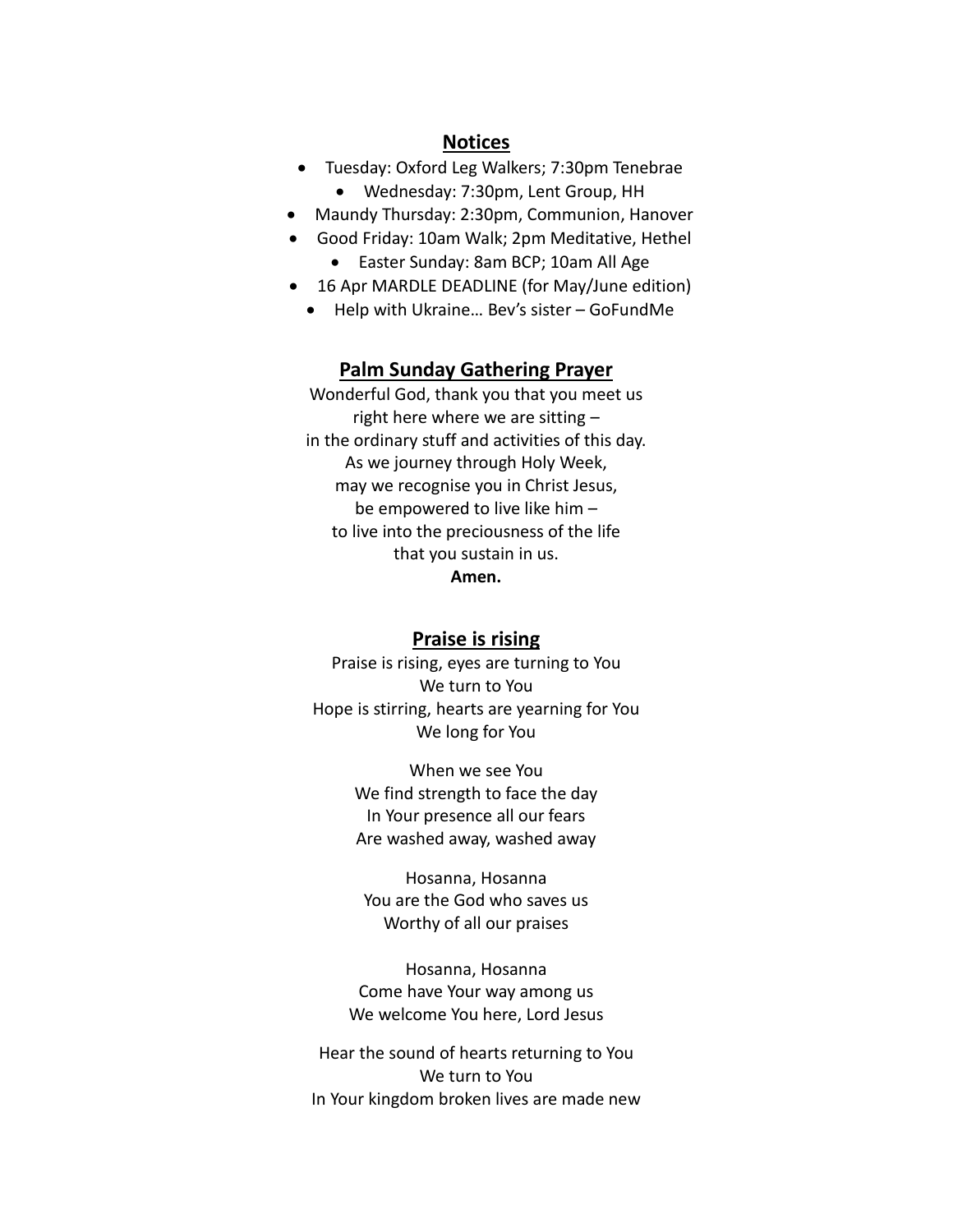## Notices

- Tuesday: Oxford Leg Walkers; 7:30pm Tenebrae
- Wednesday: 7:30pm, Lent Group, HH
- Maundy Thursday: 2:30pm, Communion, Hanover
- Good Friday: 10am Walk; 2pm Meditative, Hethel
- Easter Sunday: 8am BCP; 10am All Age
- 16 Apr MARDLE DEADLINE (for May/June edition)
- Help with Ukraine… Bev's sister – GoFundMe

## Palm Sunday Gathering Prayer

Wonderful God, thank you that you meet us
right here where we are sitting –
in the ordinary stuff and activities of this day.
As we journey through Holy Week,
may we recognise you in Christ Jesus,
be empowered to live like him –
to live into the preciousness of the life
that you sustain in us.
**Amen.**

## Praise is rising

Praise is rising, eyes are turning to You
We turn to You
Hope is stirring, hearts are yearning for You
We long for You

When we see You
We find strength to face the day
In Your presence all our fears
Are washed away, washed away

Hosanna, Hosanna
You are the God who saves us
Worthy of all our praises

Hosanna, Hosanna
Come have Your way among us
We welcome You here, Lord Jesus

Hear the sound of hearts returning to You
We turn to You
In Your kingdom broken lives are made new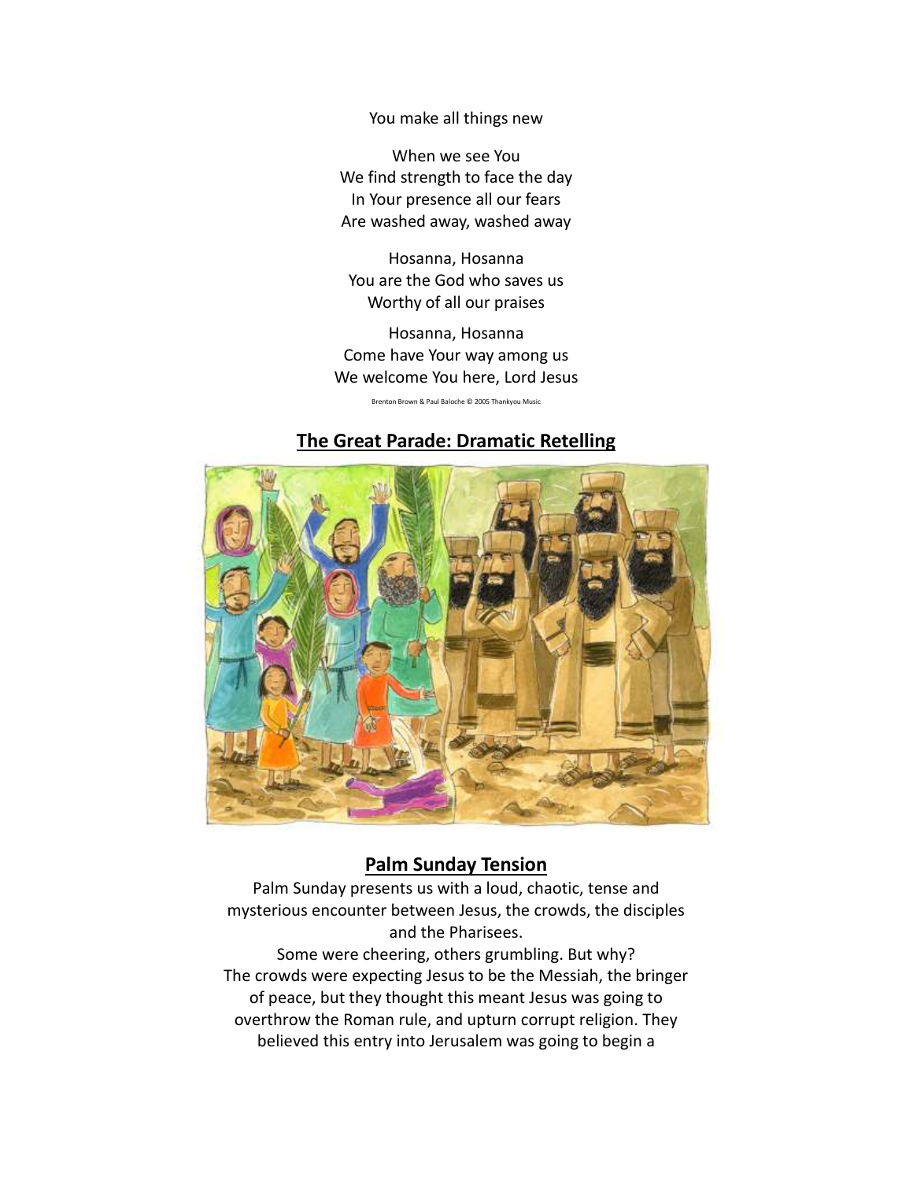You make all things new

When we see You
We find strength to face the day
In Your presence all our fears
Are washed away, washed away

Hosanna, Hosanna
You are the God who saves us
Worthy of all our praises

Hosanna, Hosanna
Come have Your way among us
We welcome You here, Lord Jesus

Brenton Brown & Paul Baloche © 2005 Thankyou Music

## The Great Parade: Dramatic Retelling

## Palm Sunday Tension

Palm Sunday presents us with a loud, chaotic, tense and mysterious encounter between Jesus, the crowds, the disciples and the Pharisees.

Some were cheering, others grumbling. But why?

The crowds were expecting Jesus to be the Messiah, the bringer of peace, but they thought this meant Jesus was going to overthrow the Roman rule, and upturn corrupt religion. They believed this entry into Jerusalem was going to begin a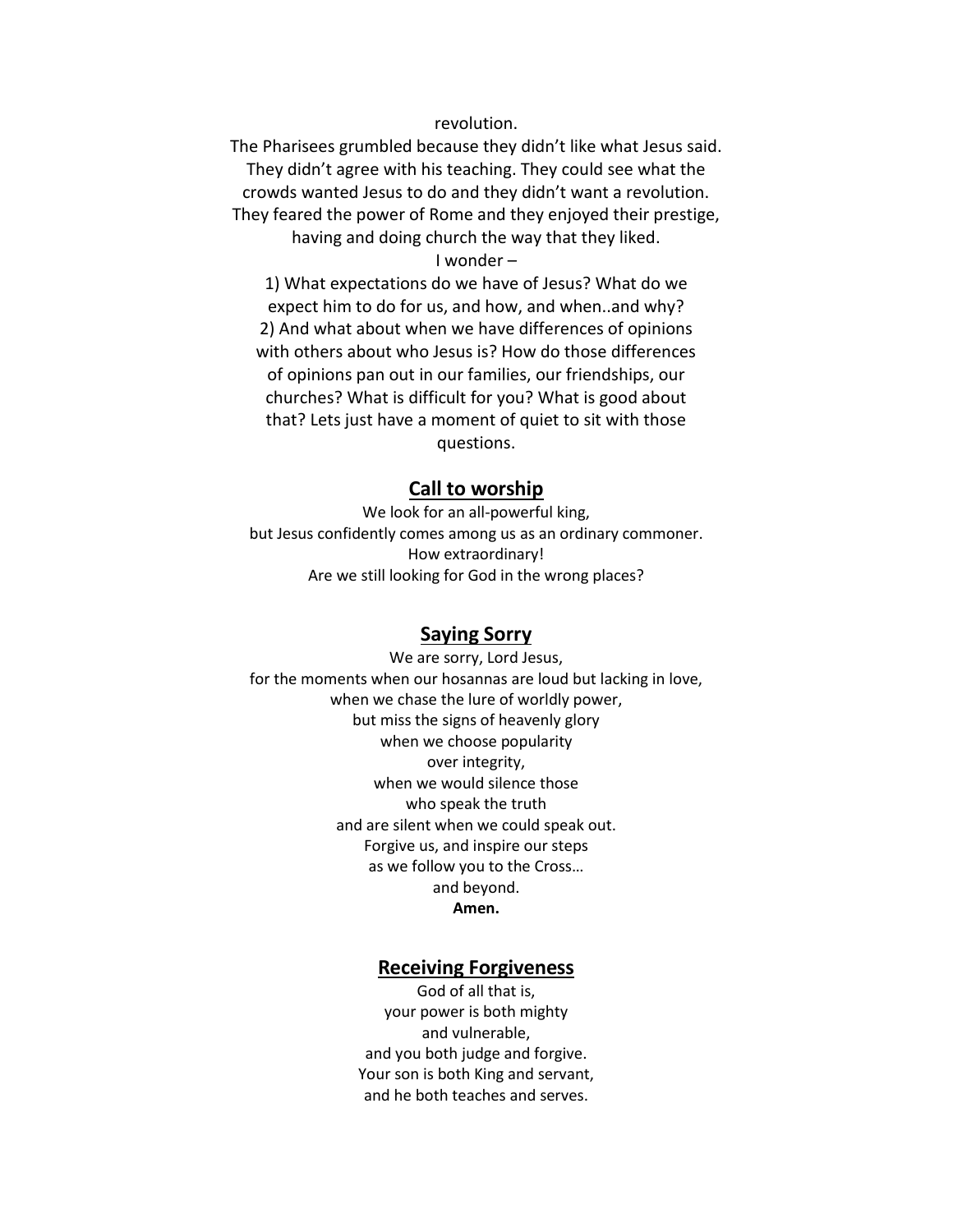revolution.

The Pharisees grumbled because they didn't like what Jesus said. They didn't agree with his teaching. They could see what the crowds wanted Jesus to do and they didn't want a revolution. They feared the power of Rome and they enjoyed their prestige, having and doing church the way that they liked.

I wonder –

1) What expectations do we have of Jesus? What do we expect him to do for us, and how, and when..and why?
2) And what about when we have differences of opinions with others about who Jesus is? How do those differences of opinions pan out in our families, our friendships, our churches? What is difficult for you? What is good about that? Lets just have a moment of quiet to sit with those questions.

## Call to worship

We look for an all-powerful king,
but Jesus confidently comes among us as an ordinary commoner.
How extraordinary!
Are we still looking for God in the wrong places?

## Saying Sorry

We are sorry, Lord Jesus,
for the moments when our hosannas are loud but lacking in love,
when we chase the lure of worldly power,
but miss the signs of heavenly glory
when we choose popularity
over integrity,
when we would silence those
who speak the truth
and are silent when we could speak out.
Forgive us, and inspire our steps
as we follow you to the Cross…
and beyond.
**Amen.**

## Receiving Forgiveness

God of all that is,
your power is both mighty
and vulnerable,
and you both judge and forgive.
Your son is both King and servant,
and he both teaches and serves.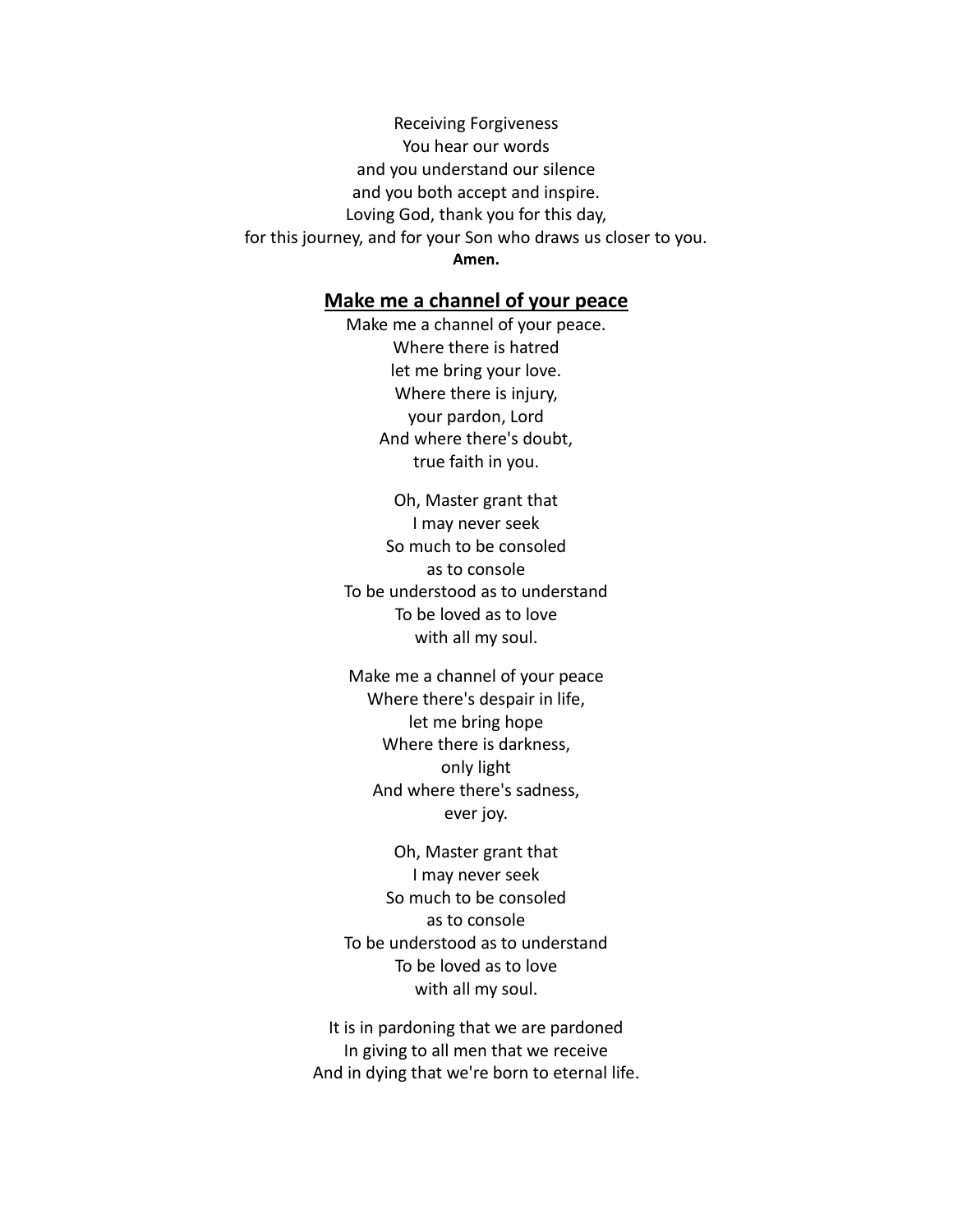Receiving Forgiveness
You hear our words
and you understand our silence
and you both accept and inspire.
Loving God, thank you for this day,
for this journey, and for your Son who draws us closer to you.
**Amen.**

## Make me a channel of your peace

Make me a channel of your peace.
Where there is hatred
let me bring your love.
Where there is injury,
your pardon, Lord
And where there's doubt,
true faith in you.

Oh, Master grant that
I may never seek
So much to be consoled
as to console
To be understood as to understand
To be loved as to love
with all my soul.

Make me a channel of your peace
Where there's despair in life,
let me bring hope
Where there is darkness,
only light
And where there's sadness,
ever joy.

Oh, Master grant that
I may never seek
So much to be consoled
as to console
To be understood as to understand
To be loved as to love
with all my soul.

It is in pardoning that we are pardoned
In giving to all men that we receive
And in dying that we're born to eternal life.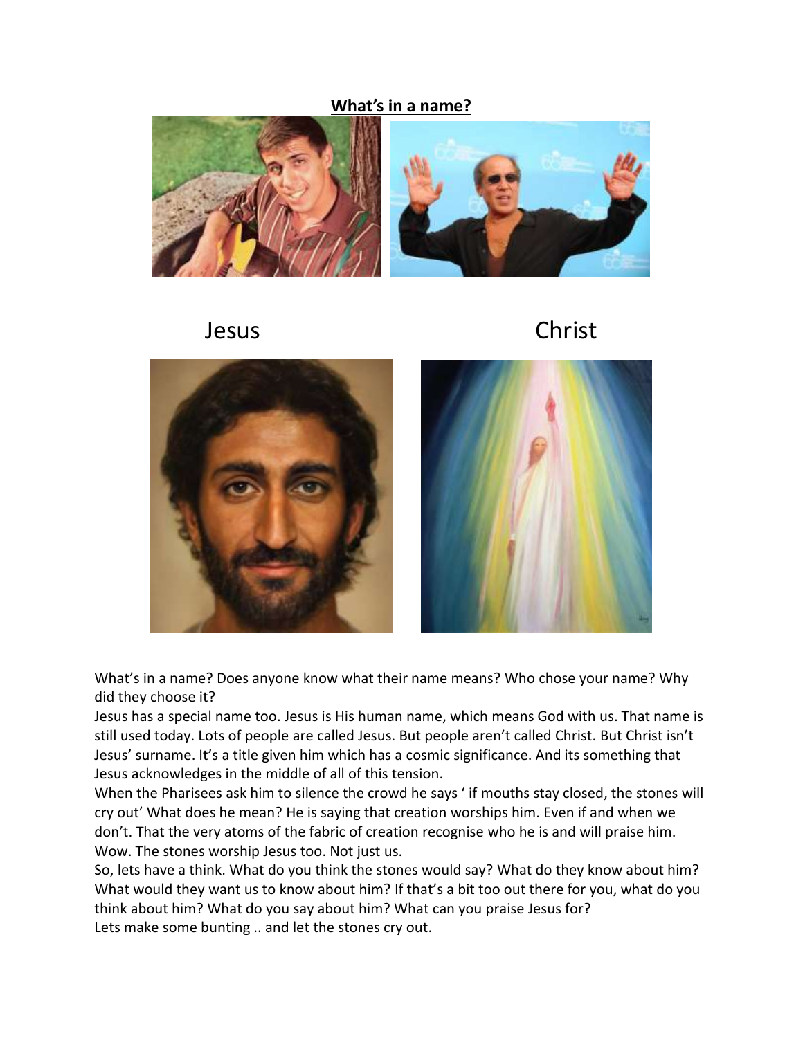**What's in a name?**

Jesus Christ

What's in a name? Does anyone know what their name means? Who chose your name? Why did they choose it?

Jesus has a special name too. Jesus is His human name, which means God with us. That name is still used today. Lots of people are called Jesus. But people aren't called Christ. But Christ isn't Jesus' surname. It's a title given him which has a cosmic significance. And its something that Jesus acknowledges in the middle of all of this tension.

When the Pharisees ask him to silence the crowd he says ' if mouths stay closed, the stones will cry out' What does he mean? He is saying that creation worships him. Even if and when we don't. That the very atoms of the fabric of creation recognise who he is and will praise him. Wow. The stones worship Jesus too. Not just us.

So, lets have a think. What do you think the stones would say? What do they know about him? What would they want us to know about him? If that's a bit too out there for you, what do you think about him? What do you say about him? What can you praise Jesus for?

Lets make some bunting .. and let the stones cry out.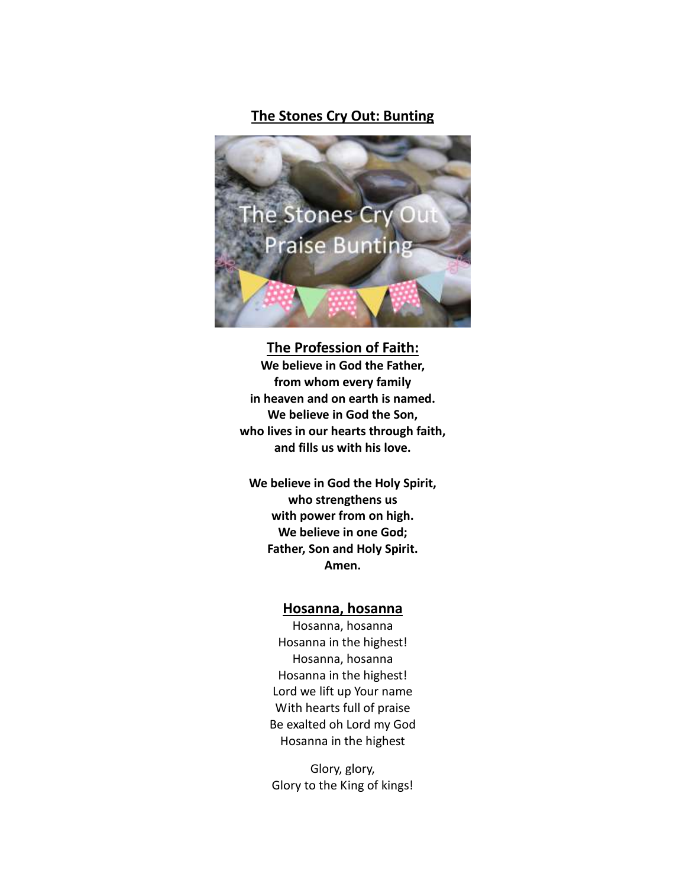## The Stones Cry Out: Bunting

## The Profession of Faith:

**We believe in God the Father,**
**from whom every family**
**in heaven and on earth is named.**
**We believe in God the Son,**
**who lives in our hearts through faith,**
**and fills us with his love.**

**We believe in God the Holy Spirit,**
**who strengthens us**
**with power from on high.**
**We believe in one God;**
**Father, Son and Holy Spirit.**
**Amen.**

## Hosanna, hosanna

Hosanna, hosanna
Hosanna in the highest!
Hosanna, hosanna
Hosanna in the highest!
Lord we lift up Your name
With hearts full of praise
Be exalted oh Lord my God
Hosanna in the highest

Glory, glory,
Glory to the King of kings!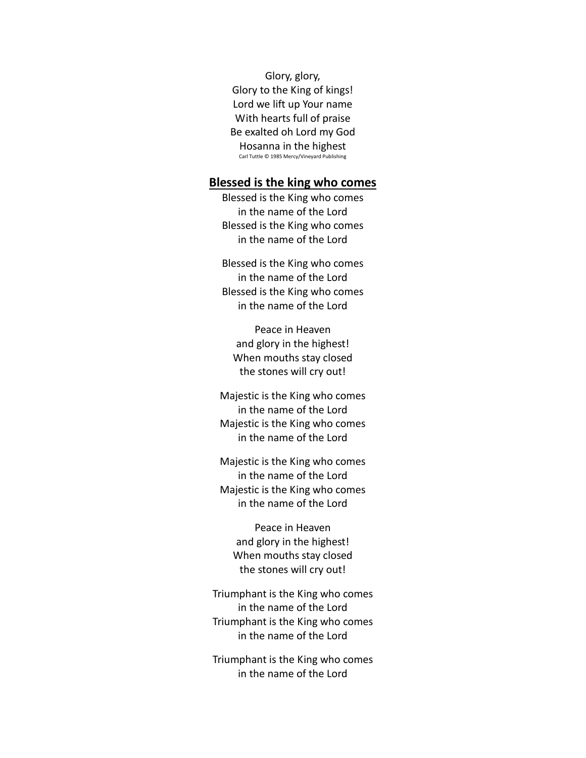Glory, glory,
Glory to the King of kings!
Lord we lift up Your name
With hearts full of praise
Be exalted oh Lord my God
Hosanna in the highest

Carl Tuttle © 1985 Mercy/Vineyard Publishing

## Blessed is the king who comes

Blessed is the King who comes
in the name of the Lord
Blessed is the King who comes
in the name of the Lord

Blessed is the King who comes
in the name of the Lord
Blessed is the King who comes
in the name of the Lord

Peace in Heaven
and glory in the highest!
When mouths stay closed
the stones will cry out!

Majestic is the King who comes
in the name of the Lord
Majestic is the King who comes
in the name of the Lord

Majestic is the King who comes
in the name of the Lord
Majestic is the King who comes
in the name of the Lord

Peace in Heaven
and glory in the highest!
When mouths stay closed
the stones will cry out!

Triumphant is the King who comes
in the name of the Lord
Triumphant is the King who comes
in the name of the Lord

Triumphant is the King who comes
in the name of the Lord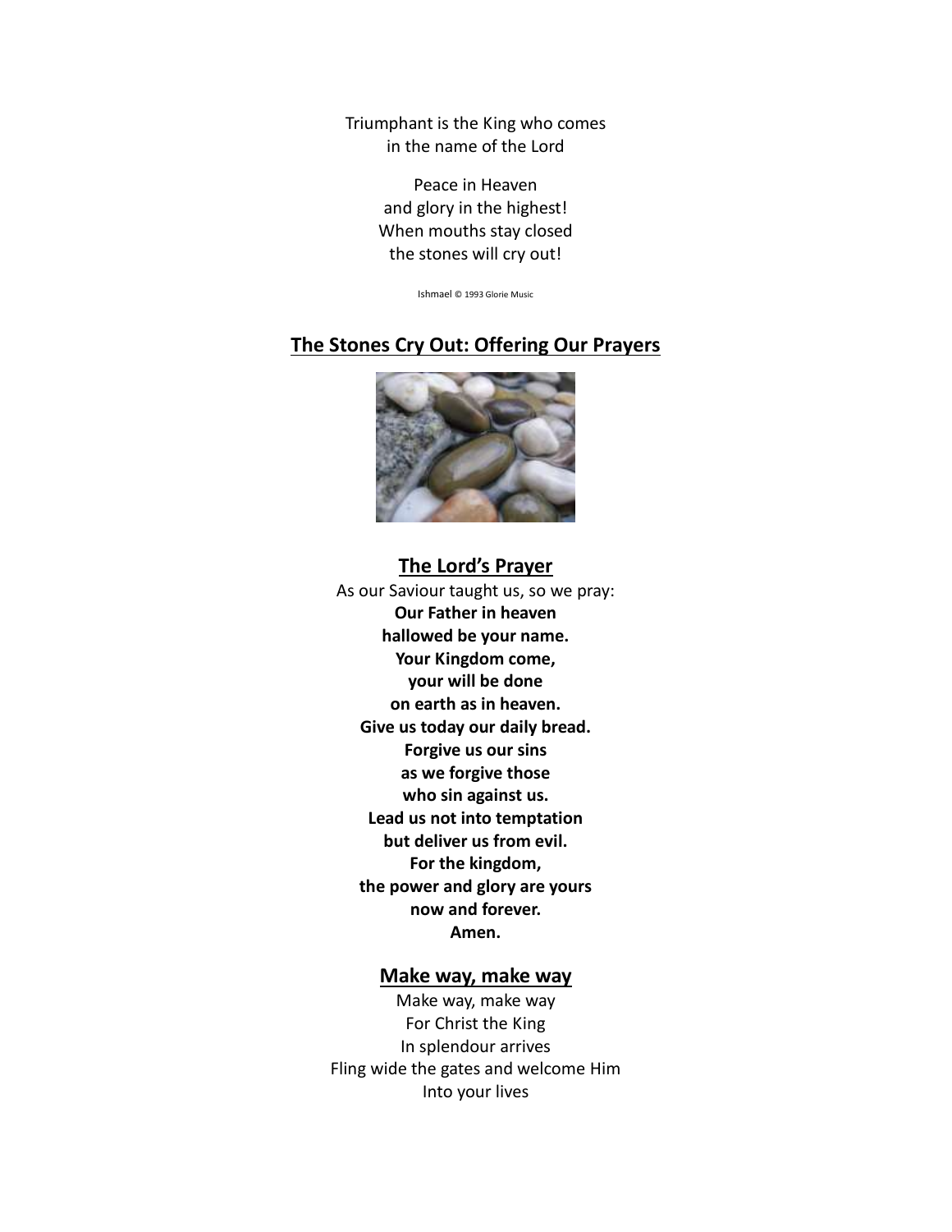Triumphant is the King who comes
in the name of the Lord

Peace in Heaven
and glory in the highest!
When mouths stay closed
the stones will cry out!

Ishmael © 1993 Glorie Music

## The Stones Cry Out: Offering Our Prayers

## The Lord's Prayer

As our Saviour taught us, so we pray:
**Our Father in heaven**
**hallowed be your name.**
**Your Kingdom come,**
**your will be done**
**on earth as in heaven.**
**Give us today our daily bread.**
**Forgive us our sins**
**as we forgive those**
**who sin against us.**
**Lead us not into temptation**
**but deliver us from evil.**
**For the kingdom,**
**the power and glory are yours**
**now and forever.**
**Amen.**

## Make way, make way

Make way, make way
For Christ the King
In splendour arrives
Fling wide the gates and welcome Him
Into your lives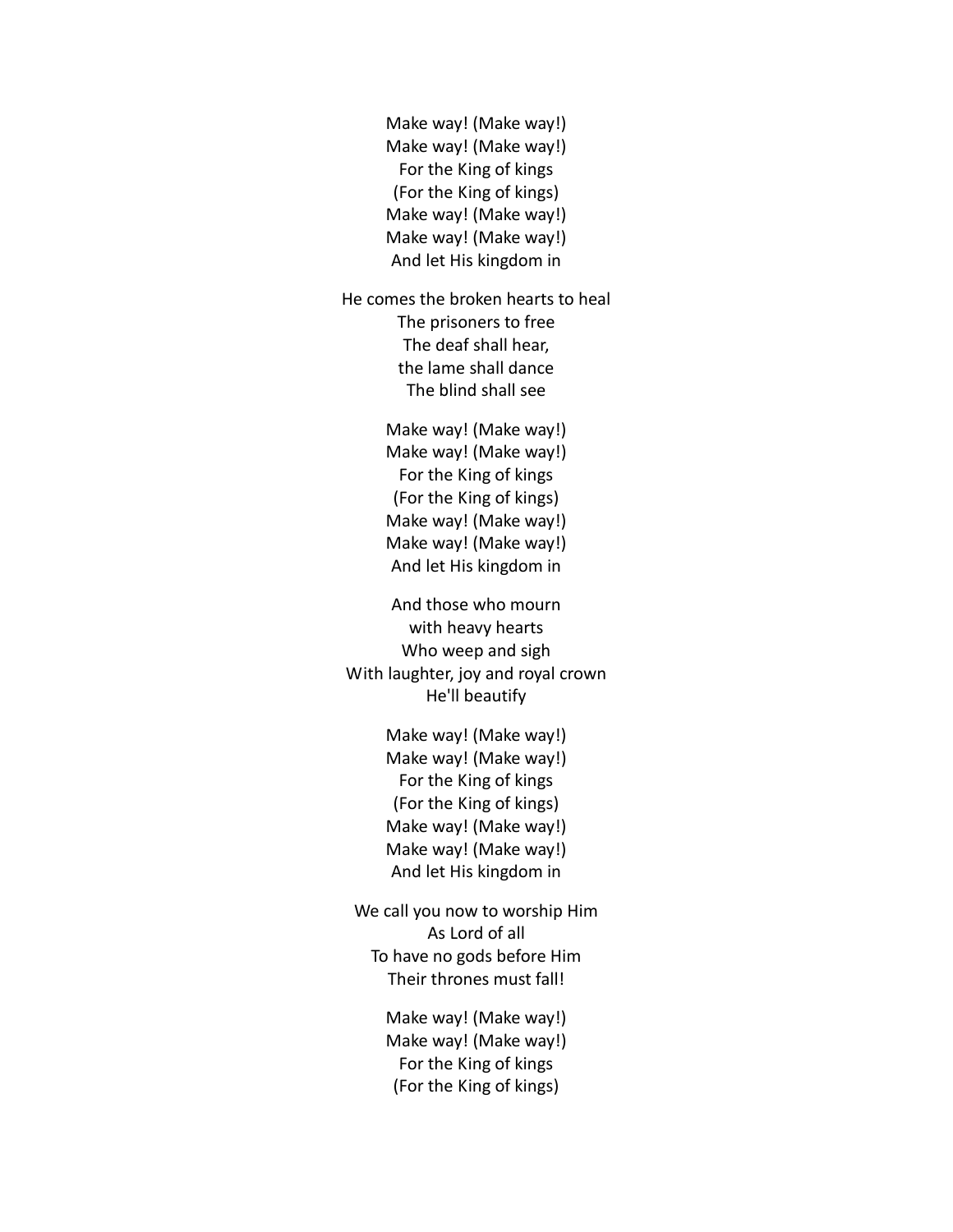Make way! (Make way!)
Make way! (Make way!)
For the King of kings
(For the King of kings)
Make way! (Make way!)
Make way! (Make way!)
And let His kingdom in

He comes the broken hearts to heal
The prisoners to free
The deaf shall hear,
the lame shall dance
The blind shall see

Make way! (Make way!)
Make way! (Make way!)
For the King of kings
(For the King of kings)
Make way! (Make way!)
Make way! (Make way!)
And let His kingdom in

And those who mourn
with heavy hearts
Who weep and sigh
With laughter, joy and royal crown
He'll beautify

Make way! (Make way!)
Make way! (Make way!)
For the King of kings
(For the King of kings)
Make way! (Make way!)
Make way! (Make way!)
And let His kingdom in

We call you now to worship Him
As Lord of all
To have no gods before Him
Their thrones must fall!

Make way! (Make way!)
Make way! (Make way!)
For the King of kings
(For the King of kings)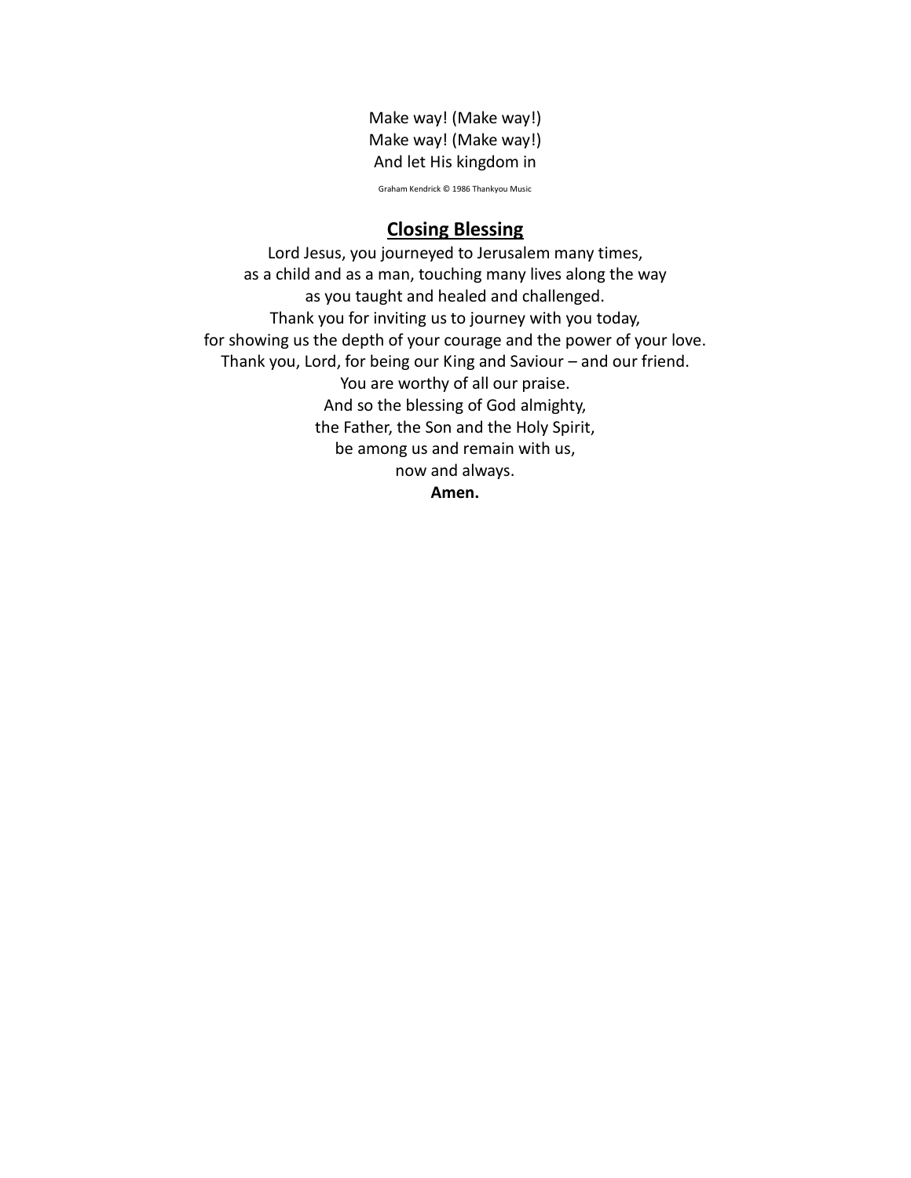Make way! (Make way!)
Make way! (Make way!)
And let His kingdom in

Graham Kendrick © 1986 Thankyou Music

## Closing Blessing

Lord Jesus, you journeyed to Jerusalem many times,
as a child and as a man, touching many lives along the way
as you taught and healed and challenged.
Thank you for inviting us to journey with you today,
for showing us the depth of your courage and the power of your love.
Thank you, Lord, for being our King and Saviour – and our friend.
You are worthy of all our praise.
And so the blessing of God almighty,
the Father, the Son and the Holy Spirit,
be among us and remain with us,
now and always.
**Amen.**